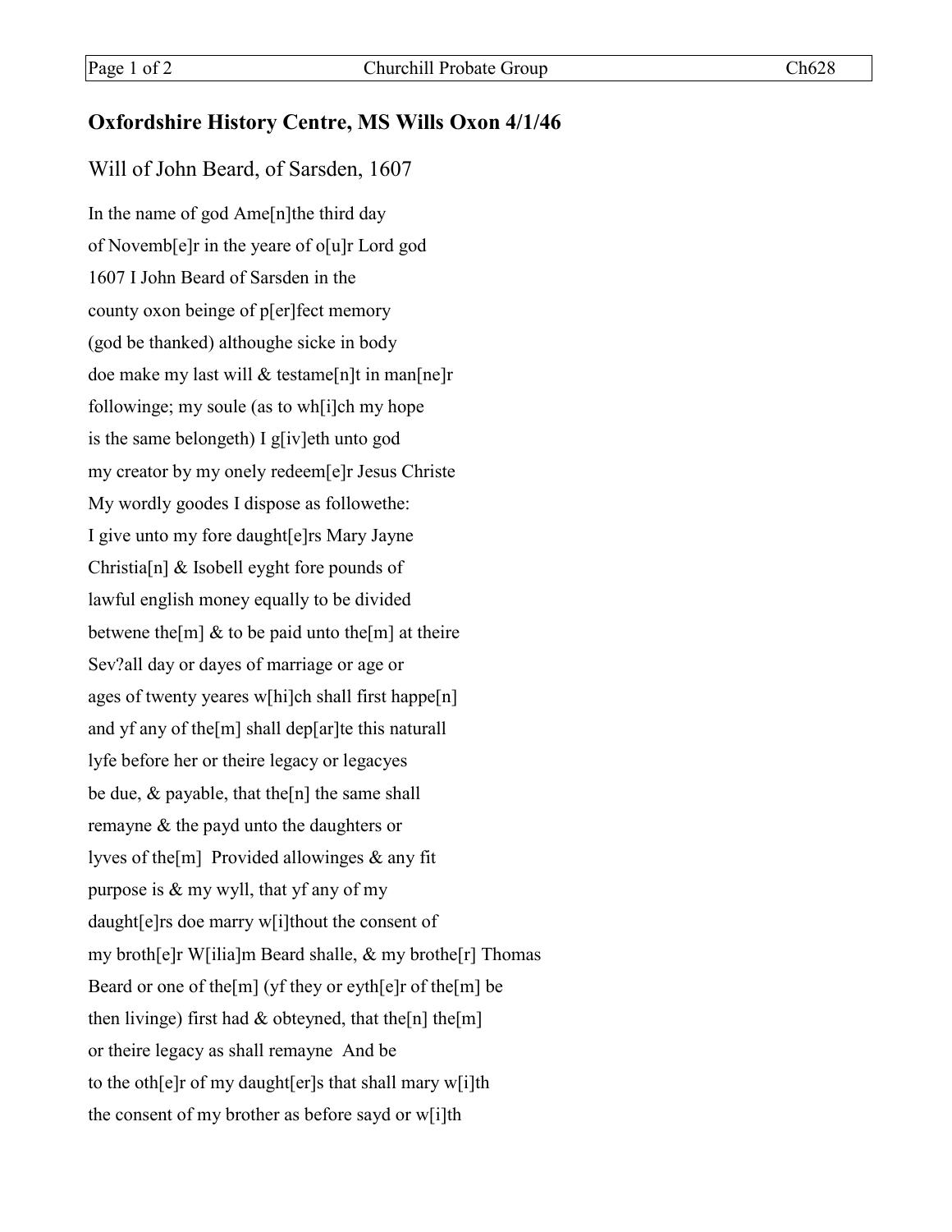## Oxfordshire History Centre, MS Wills Oxon 4/1/46

Will of John Beard, of Sarsden, 1607

In the name of god Ame[n]the third day
of Novemb[e]r in the yeare of o[u]r Lord god
1607 I John Beard of Sarsden in the
county oxon beinge of p[er]fect memory
(god be thanked) althoughe sicke in body
doe make my last will & testame[n]t in man[ne]r
followinge; my soule (as to wh[i]ch my hope
is the same belongeth) I g[iv]eth unto god
my creator by my onely redeem[e]r Jesus Christe
My wordly goodes I dispose as followethe:
I give unto my fore daught[e]rs Mary Jayne
Christia[n] & Isobell eyght fore pounds of
lawful english money equally to be divided
betwene the[m] & to be paid unto the[m] at theire
Sev?all day or dayes of marriage or age or
ages of twenty yeares w[hi]ch shall first happe[n]
and yf any of the[m] shall dep[ar]te this naturall
lyfe before her or theire legacy or legacyes
be due, & payable, that the[n] the same shall
remayne & the payd unto the daughters or
lyves of the[m]  Provided allowinges & any fit
purpose is & my wyll, that yf any of my
daught[e]rs doe marry w[i]thout the consent of
my broth[e]r W[ilia]m Beard shalle, & my brothe[r] Thomas
Beard or one of the[m] (yf they or eyth[e]r of the[m] be
then livinge) first had & obteyned, that the[n] the[m]
or theire legacy as shall remayne  And be
to the oth[e]r of my daught[er]s that shall mary w[i]th
the consent of my brother as before sayd or w[i]th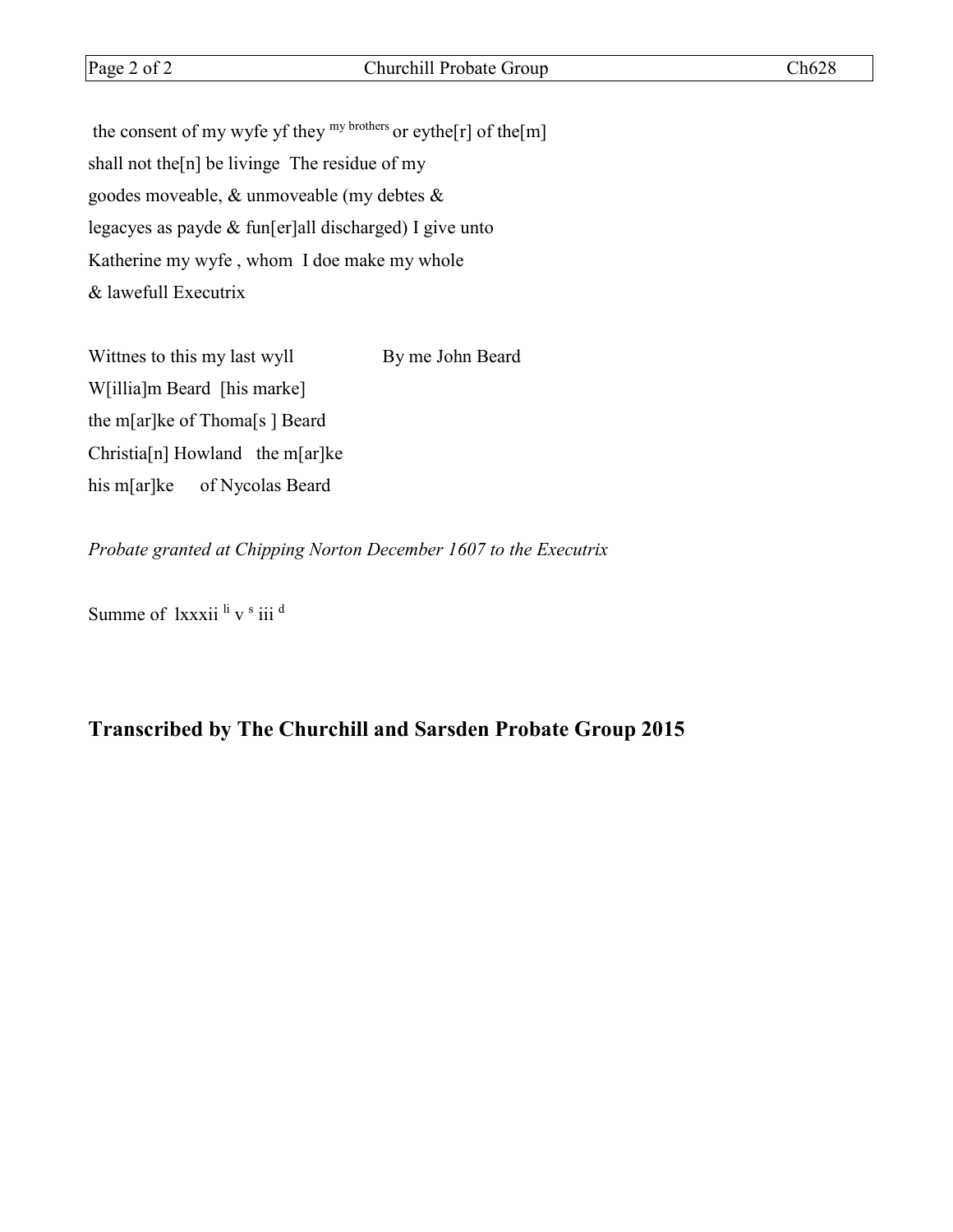the consent of my wyfe yf they [my brothers] or eythe[r] of the[m]
shall not the[n] be livinge  The residue of my
goodes moveable, & unmoveable (my debtes &
legacyes as payde & fun[er]all discharged) I give unto
Katherine my wyfe , whom  I doe make my whole
& lawefull Executrix

Wittnes to this my last wyll                By me John Beard
W[illia]m Beard  [his marke]
the m[ar]ke of Thoma[s ] Beard
Christia[n] Howland   the m[ar]ke
his m[ar]ke      of Nycolas Beard

*Probate granted at Chipping Norton December 1607 to the Executrix*

Summe of  lxxxii $^{li}$ v $^{s}$ iii $^{d}$

**Transcribed by The Churchill and Sarsden Probate Group 2015**